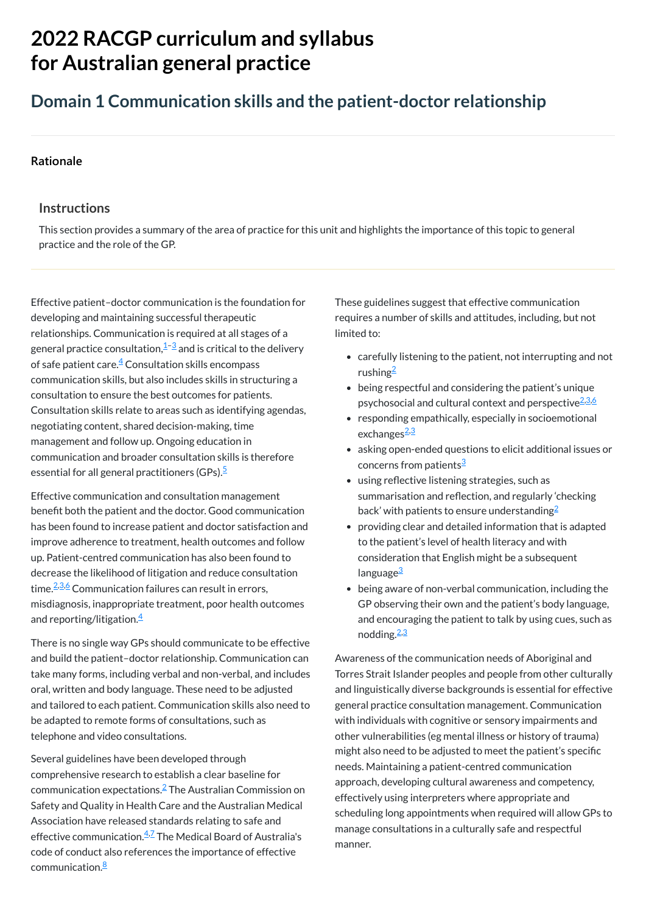# 2022 RACGP curriculum and syllabus for Australian general practice

## Domain 1 Communication skills and the patient-doctor relationship

### Rationale

#### Instructions

This section provides a summary of the area of practice for this unit and highlights the importance of this topic to general practice and the role of the GP.

Effective patient–doctor communication is the foundation for developing and maintaining successful therapeutic relationships. Communication is required at all stages of a general practice consultation,[1–3] and is critical to the delivery of safe patient care.[4] Consultation skills encompass communication skills, but also includes skills in structuring a consultation to ensure the best outcomes for patients. Consultation skills relate to areas such as identifying agendas, negotiating content, shared decision-making, time management and follow up. Ongoing education in communication and broader consultation skills is therefore essential for all general practitioners (GPs).[5]

Effective communication and consultation management benefit both the patient and the doctor. Good communication has been found to increase patient and doctor satisfaction and improve adherence to treatment, health outcomes and follow up. Patient-centred communication has also been found to decrease the likelihood of litigation and reduce consultation time.[2,3,6] Communication failures can result in errors, misdiagnosis, inappropriate treatment, poor health outcomes and reporting/litigation.[4]

There is no single way GPs should communicate to be effective and build the patient–doctor relationship. Communication can take many forms, including verbal and non-verbal, and includes oral, written and body language. These need to be adjusted and tailored to each patient. Communication skills also need to be adapted to remote forms of consultations, such as telephone and video consultations.

Several guidelines have been developed through comprehensive research to establish a clear baseline for communication expectations.[2] The Australian Commission on Safety and Quality in Health Care and the Australian Medical Association have released standards relating to safe and effective communication.[4,7] The Medical Board of Australia's code of conduct also references the importance of effective communication.[8]

These guidelines suggest that effective communication requires a number of skills and attitudes, including, but not limited to:

- carefully listening to the patient, not interrupting and not rushing[2]
- being respectful and considering the patient's unique psychosocial and cultural context and perspective[2,3,6]
- responding empathically, especially in socioemotional exchanges[2,3]
- asking open-ended questions to elicit additional issues or concerns from patients[3]
- using reflective listening strategies, such as summarisation and reflection, and regularly 'checking back' with patients to ensure understanding[2]
- providing clear and detailed information that is adapted to the patient's level of health literacy and with consideration that English might be a subsequent language[3]
- being aware of non-verbal communication, including the GP observing their own and the patient's body language, and encouraging the patient to talk by using cues, such as nodding.[2,3]

Awareness of the communication needs of Aboriginal and Torres Strait Islander peoples and people from other culturally and linguistically diverse backgrounds is essential for effective general practice consultation management. Communication with individuals with cognitive or sensory impairments and other vulnerabilities (eg mental illness or history of trauma) might also need to be adjusted to meet the patient's specific needs. Maintaining a patient-centred communication approach, developing cultural awareness and competency, effectively using interpreters where appropriate and scheduling long appointments when required will allow GPs to manage consultations in a culturally safe and respectful manner.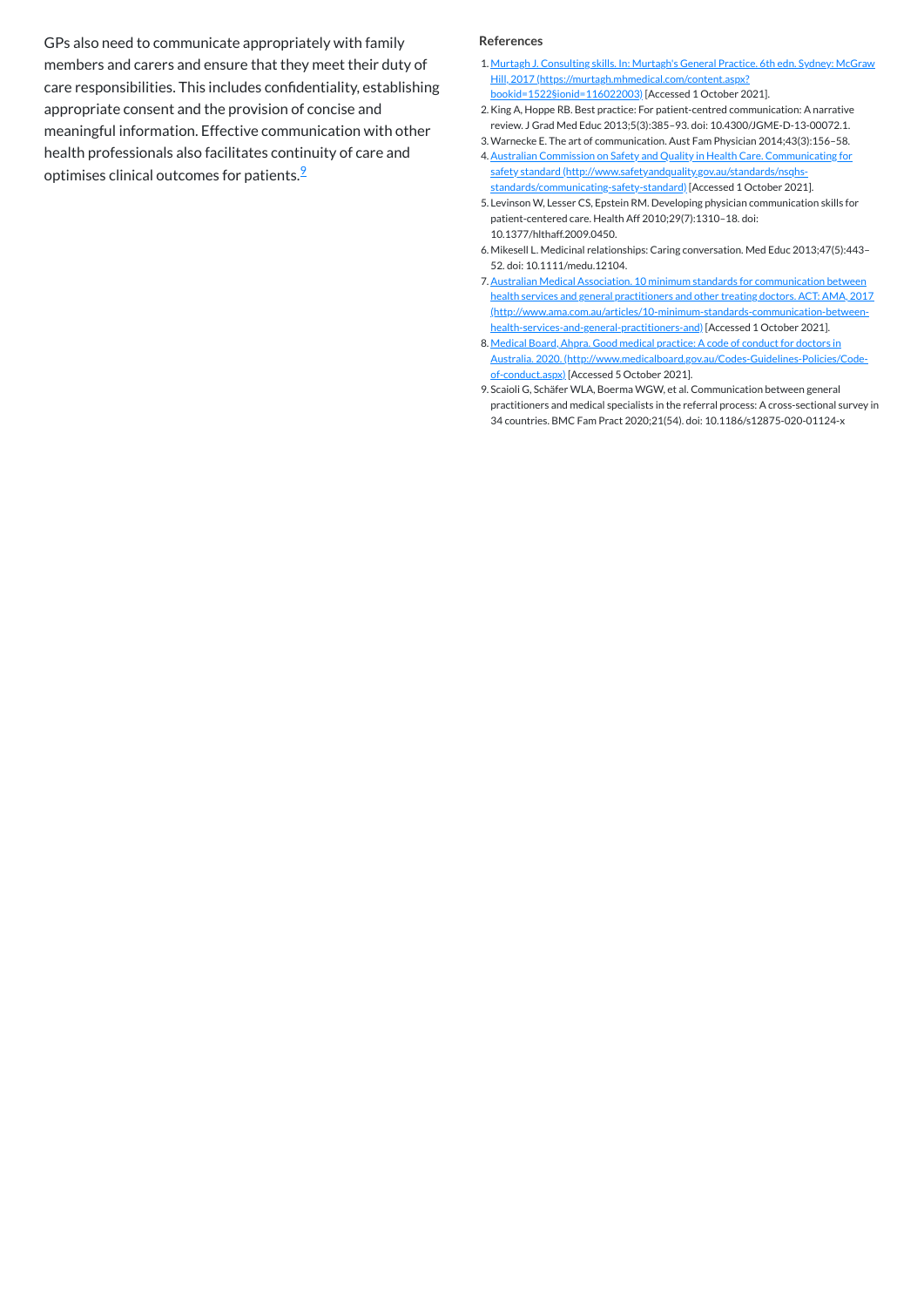GPs also need to communicate appropriately with family members and carers and ensure that they meet their duty of care responsibilities. This includes confidentiality, establishing appropriate consent and the provision of concise and meaningful information. Effective communication with other health professionals also facilitates continuity of care and optimises clinical outcomes for patients.[9]

### References

1. Murtagh J. Consulting skills. In: Murtagh's General Practice. 6th edn. Sydney: McGraw Hill, 2017 (https://murtagh.mhmedical.com/content.aspx?bookid=1522§ionid=116022003) [Accessed 1 October 2021].
2. King A, Hoppe RB. Best practice: For patient-centred communication: A narrative review. J Grad Med Educ 2013;5(3):385–93. doi: 10.4300/JGME-D-13-00072.1.
3. Warnecke E. The art of communication. Aust Fam Physician 2014;43(3):156–58.
4. Australian Commission on Safety and Quality in Health Care. Communicating for safety standard (http://www.safetyandquality.gov.au/standards/nsqhs-standards/communicating-safety-standard) [Accessed 1 October 2021].
5. Levinson W, Lesser CS, Epstein RM. Developing physician communication skills for patient-centered care. Health Aff 2010;29(7):1310–18. doi: 10.1377/hlthaff.2009.0450.
6. Mikesell L. Medicinal relationships: Caring conversation. Med Educ 2013;47(5):443–52. doi: 10.1111/medu.12104.
7. Australian Medical Association. 10 minimum standards for communication between health services and general practitioners and other treating doctors. ACT: AMA, 2017 (http://www.ama.com.au/articles/10-minimum-standards-communication-between-health-services-and-general-practitioners-and) [Accessed 1 October 2021].
8. Medical Board, Ahpra. Good medical practice: A code of conduct for doctors in Australia. 2020. (http://www.medicalboard.gov.au/Codes-Guidelines-Policies/Code-of-conduct.aspx) [Accessed 5 October 2021].
9. Scaioli G, Schäfer WLA, Boerma WGW, et al. Communication between general practitioners and medical specialists in the referral process: A cross-sectional survey in 34 countries. BMC Fam Pract 2020;21(54). doi: 10.1186/s12875-020-01124-x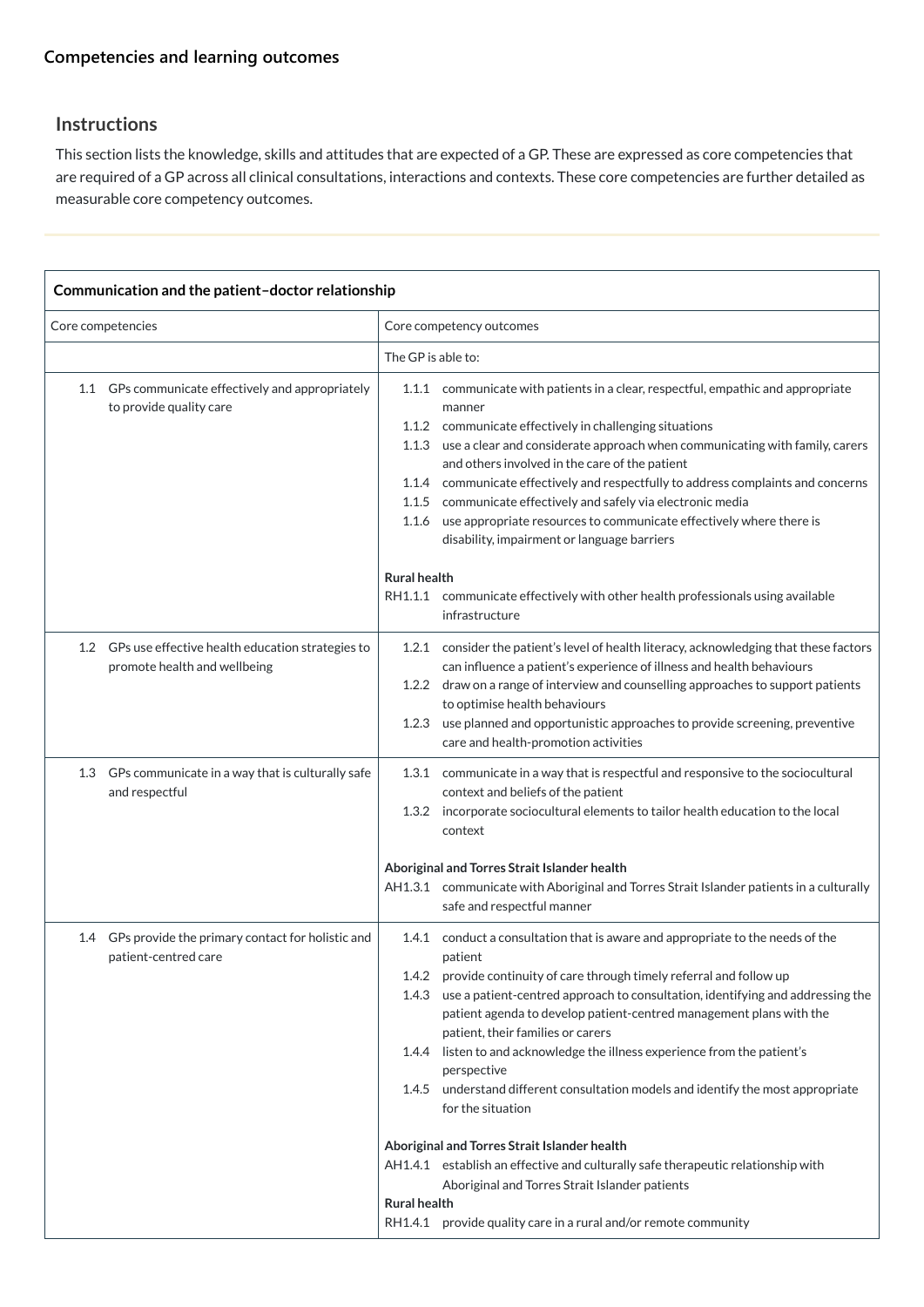## Competencies and learning outcomes

### Instructions

This section lists the knowledge, skills and attitudes that are expected of a GP. These are expressed as core competencies that are required of a GP across all clinical consultations, interactions and contexts. These core competencies are further detailed as measurable core competency outcomes.

| **Communication and the patient–doctor relationship** | |
|---|---|
| Core competencies | Core competency outcomes |
| | The GP is able to: |
| 1.1 GPs communicate effectively and appropriately to provide quality care | 1.1.1 communicate with patients in a clear, respectful, empathic and appropriate manner<br>1.1.2 communicate effectively in challenging situations<br>1.1.3 use a clear and considerate approach when communicating with family, carers and others involved in the care of the patient<br>1.1.4 communicate effectively and respectfully to address complaints and concerns<br>1.1.5 communicate effectively and safely via electronic media<br>1.1.6 use appropriate resources to communicate effectively where there is disability, impairment or language barriers<br><br>**Rural health**<br>RH1.1.1 communicate effectively with other health professionals using available infrastructure |
| 1.2 GPs use effective health education strategies to promote health and wellbeing | 1.2.1 consider the patient's level of health literacy, acknowledging that these factors can influence a patient's experience of illness and health behaviours<br>1.2.2 draw on a range of interview and counselling approaches to support patients to optimise health behaviours<br>1.2.3 use planned and opportunistic approaches to provide screening, preventive care and health-promotion activities |
| 1.3 GPs communicate in a way that is culturally safe and respectful | 1.3.1 communicate in a way that is respectful and responsive to the sociocultural context and beliefs of the patient<br>1.3.2 incorporate sociocultural elements to tailor health education to the local context<br><br>**Aboriginal and Torres Strait Islander health**<br>AH1.3.1 communicate with Aboriginal and Torres Strait Islander patients in a culturally safe and respectful manner |
| 1.4 GPs provide the primary contact for holistic and patient-centred care | 1.4.1 conduct a consultation that is aware and appropriate to the needs of the patient<br>1.4.2 provide continuity of care through timely referral and follow up<br>1.4.3 use a patient-centred approach to consultation, identifying and addressing the patient agenda to develop patient-centred management plans with the patient, their families or carers<br>1.4.4 listen to and acknowledge the illness experience from the patient's perspective<br>1.4.5 understand different consultation models and identify the most appropriate for the situation<br><br>**Aboriginal and Torres Strait Islander health**<br>AH1.4.1 establish an effective and culturally safe therapeutic relationship with Aboriginal and Torres Strait Islander patients<br>**Rural health**<br>RH1.4.1 provide quality care in a rural and/or remote community |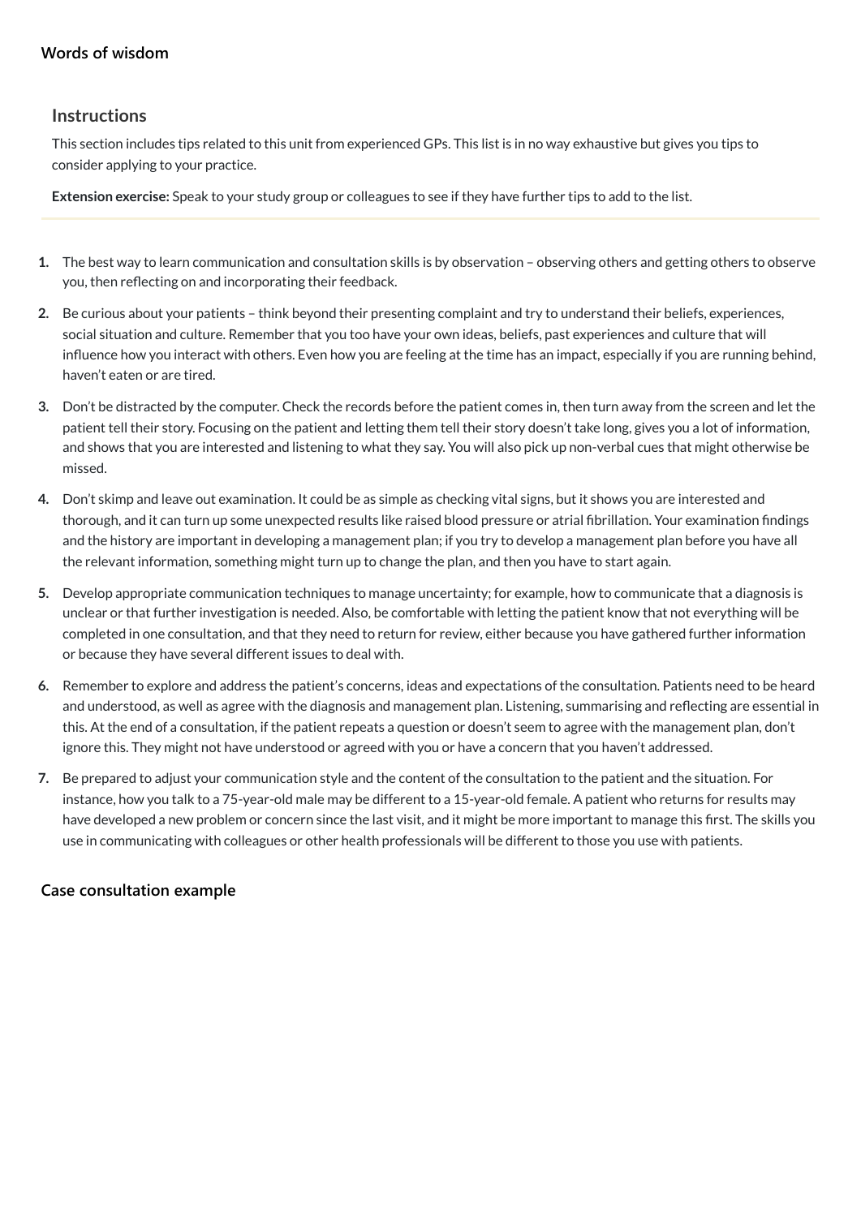## Words of wisdom

### Instructions

This section includes tips related to this unit from experienced GPs. This list is in no way exhaustive but gives you tips to consider applying to your practice.

**Extension exercise:** Speak to your study group or colleagues to see if they have further tips to add to the list.

1. The best way to learn communication and consultation skills is by observation – observing others and getting others to observe you, then reflecting on and incorporating their feedback.
2. Be curious about your patients – think beyond their presenting complaint and try to understand their beliefs, experiences, social situation and culture. Remember that you too have your own ideas, beliefs, past experiences and culture that will influence how you interact with others. Even how you are feeling at the time has an impact, especially if you are running behind, haven't eaten or are tired.
3. Don't be distracted by the computer. Check the records before the patient comes in, then turn away from the screen and let the patient tell their story. Focusing on the patient and letting them tell their story doesn't take long, gives you a lot of information, and shows that you are interested and listening to what they say. You will also pick up non-verbal cues that might otherwise be missed.
4. Don't skimp and leave out examination. It could be as simple as checking vital signs, but it shows you are interested and thorough, and it can turn up some unexpected results like raised blood pressure or atrial fibrillation. Your examination findings and the history are important in developing a management plan; if you try to develop a management plan before you have all the relevant information, something might turn up to change the plan, and then you have to start again.
5. Develop appropriate communication techniques to manage uncertainty; for example, how to communicate that a diagnosis is unclear or that further investigation is needed. Also, be comfortable with letting the patient know that not everything will be completed in one consultation, and that they need to return for review, either because you have gathered further information or because they have several different issues to deal with.
6. Remember to explore and address the patient's concerns, ideas and expectations of the consultation. Patients need to be heard and understood, as well as agree with the diagnosis and management plan. Listening, summarising and reflecting are essential in this. At the end of a consultation, if the patient repeats a question or doesn't seem to agree with the management plan, don't ignore this. They might not have understood or agreed with you or have a concern that you haven't addressed.
7. Be prepared to adjust your communication style and the content of the consultation to the patient and the situation. For instance, how you talk to a 75-year-old male may be different to a 15-year-old female. A patient who returns for results may have developed a new problem or concern since the last visit, and it might be more important to manage this first. The skills you use in communicating with colleagues or other health professionals will be different to those you use with patients.

## Case consultation example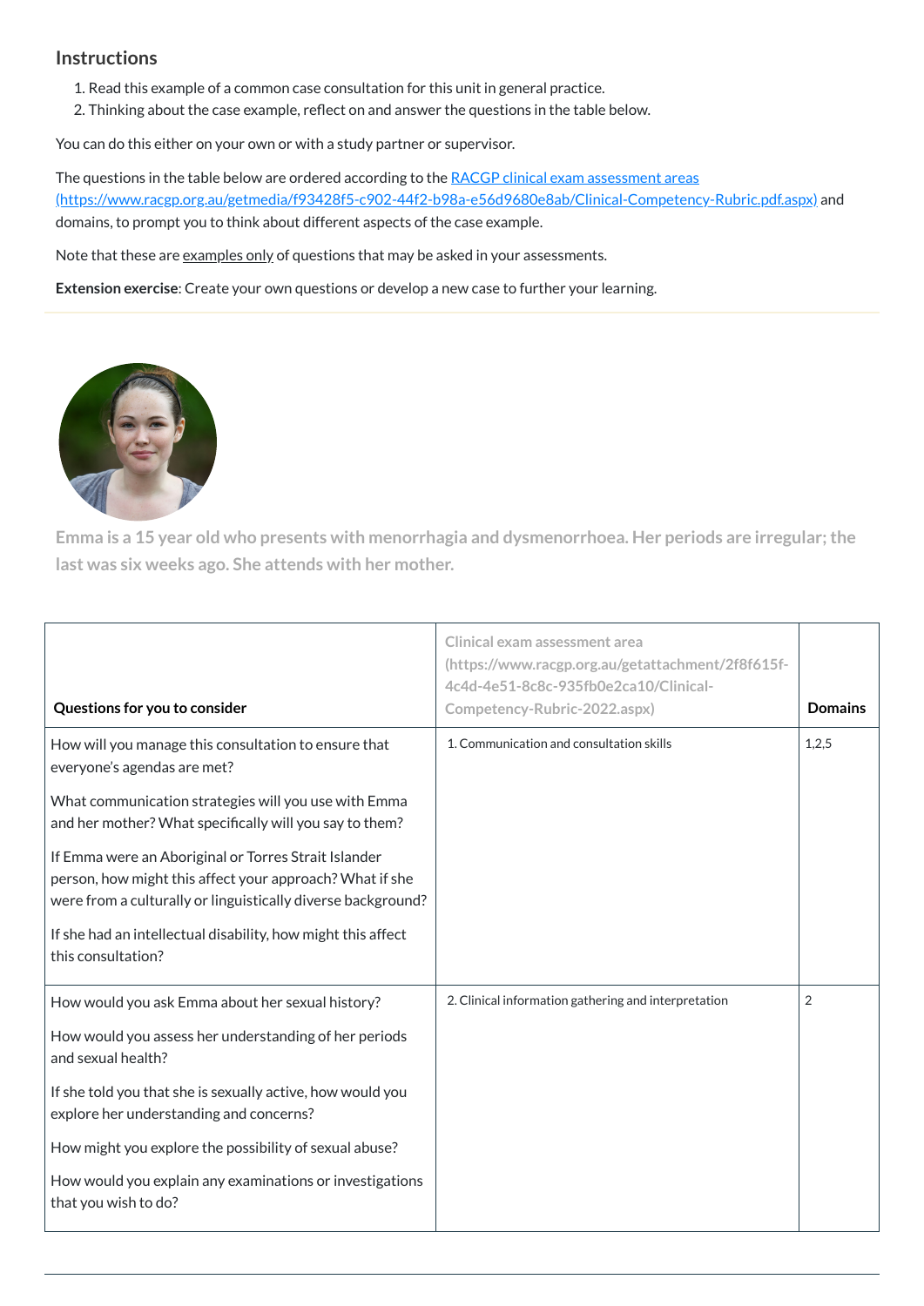## Instructions

1. Read this example of a common case consultation for this unit in general practice.
2. Thinking about the case example, reflect on and answer the questions in the table below.

You can do this either on your own or with a study partner or supervisor.

The questions in the table below are ordered according to the [RACGP clinical exam assessment areas (https://www.racgp.org.au/getmedia/f93428f5-c902-44f2-b98a-e56d9680e8ab/Clinical-Competency-Rubric.pdf.aspx)](https://www.racgp.org.au/getmedia/f93428f5-c902-44f2-b98a-e56d9680e8ab/Clinical-Competency-Rubric.pdf.aspx) and domains, to prompt you to think about different aspects of the case example.

Note that these are <u>examples only</u> of questions that may be asked in your assessments.

**Extension exercise**: Create your own questions or develop a new case to further your learning.

**Emma is a 15 year old who presents with menorrhagia and dysmenorrhoea. Her periods are irregular; the last was six weeks ago. She attends with her mother.**

| Questions for you to consider | Clinical exam assessment area (https://www.racgp.org.au/getattachment/2f8f615f-4c4d-4e51-8c8c-935fb0e2ca10/Clinical-Competency-Rubric-2022.aspx) | Domains |
|---|---|---|
| How will you manage this consultation to ensure that everyone's agendas are met?<br><br>What communication strategies will you use with Emma and her mother? What specifically will you say to them?<br><br>If Emma were an Aboriginal or Torres Strait Islander person, how might this affect your approach? What if she were from a culturally or linguistically diverse background?<br><br>If she had an intellectual disability, how might this affect this consultation? | 1. Communication and consultation skills | 1,2,5 |
| How would you ask Emma about her sexual history?<br><br>How would you assess her understanding of her periods and sexual health?<br><br>If she told you that she is sexually active, how would you explore her understanding and concerns?<br><br>How might you explore the possibility of sexual abuse?<br><br>How would you explain any examinations or investigations that you wish to do? | 2. Clinical information gathering and interpretation | 2 |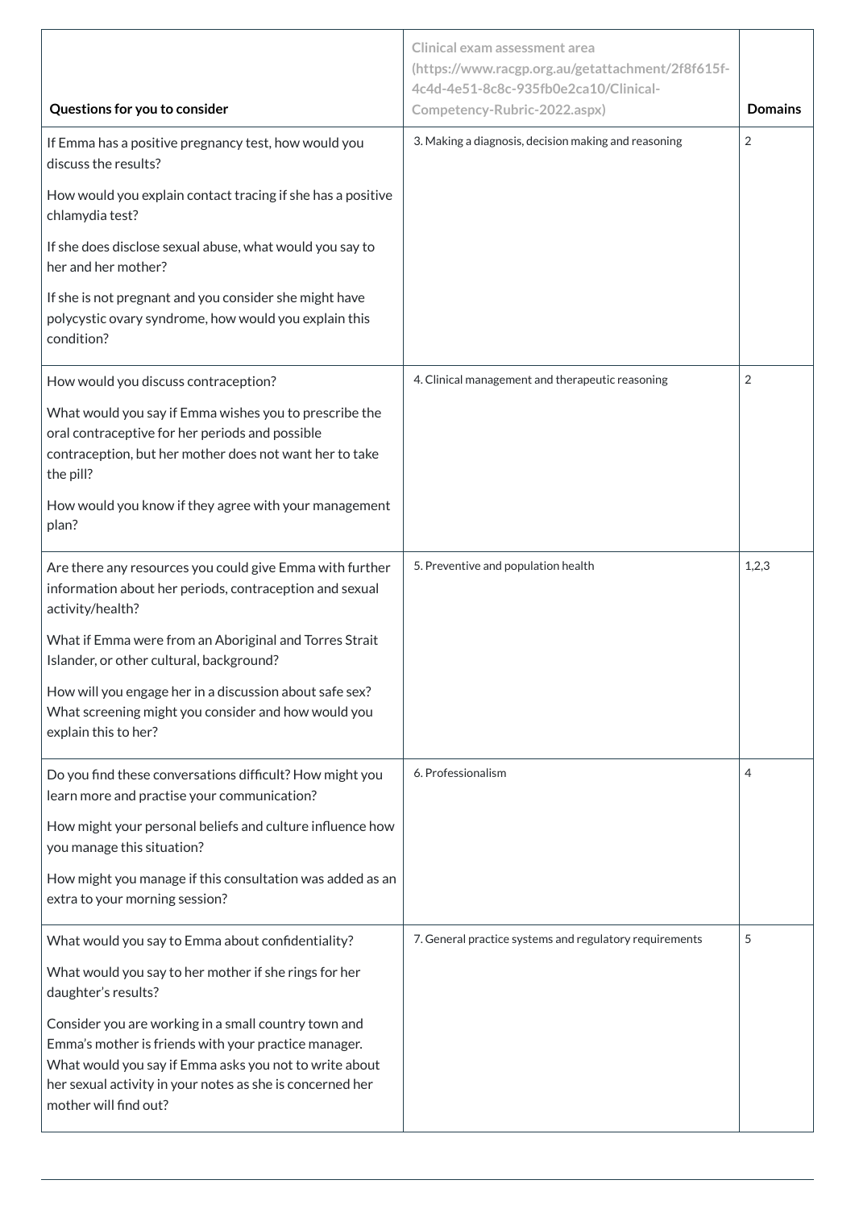| Questions for you to consider | Clinical exam assessment area (https://www.racgp.org.au/getattachment/2f8f615f-4c4d-4e51-8c8c-935fb0e2ca10/Clinical-Competency-Rubric-2022.aspx) | Domains |
|---|---|---|
| If Emma has a positive pregnancy test, how would you discuss the results?<br><br>How would you explain contact tracing if she has a positive chlamydia test?<br><br>If she does disclose sexual abuse, what would you say to her and her mother?<br><br>If she is not pregnant and you consider she might have polycystic ovary syndrome, how would you explain this condition? | 3. Making a diagnosis, decision making and reasoning | 2 |
| How would you discuss contraception?<br><br>What would you say if Emma wishes you to prescribe the oral contraceptive for her periods and possible contraception, but her mother does not want her to take the pill?<br><br>How would you know if they agree with your management plan? | 4. Clinical management and therapeutic reasoning | 2 |
| Are there any resources you could give Emma with further information about her periods, contraception and sexual activity/health?<br><br>What if Emma were from an Aboriginal and Torres Strait Islander, or other cultural, background?<br><br>How will you engage her in a discussion about safe sex? What screening might you consider and how would you explain this to her? | 5. Preventive and population health | 1,2,3 |
| Do you find these conversations difficult? How might you learn more and practise your communication?<br><br>How might your personal beliefs and culture influence how you manage this situation?<br><br>How might you manage if this consultation was added as an extra to your morning session? | 6. Professionalism | 4 |
| What would you say to Emma about confidentiality?<br><br>What would you say to her mother if she rings for her daughter's results?<br><br>Consider you are working in a small country town and Emma's mother is friends with your practice manager. What would you say if Emma asks you not to write about her sexual activity in your notes as she is concerned her mother will find out? | 7. General practice systems and regulatory requirements | 5 |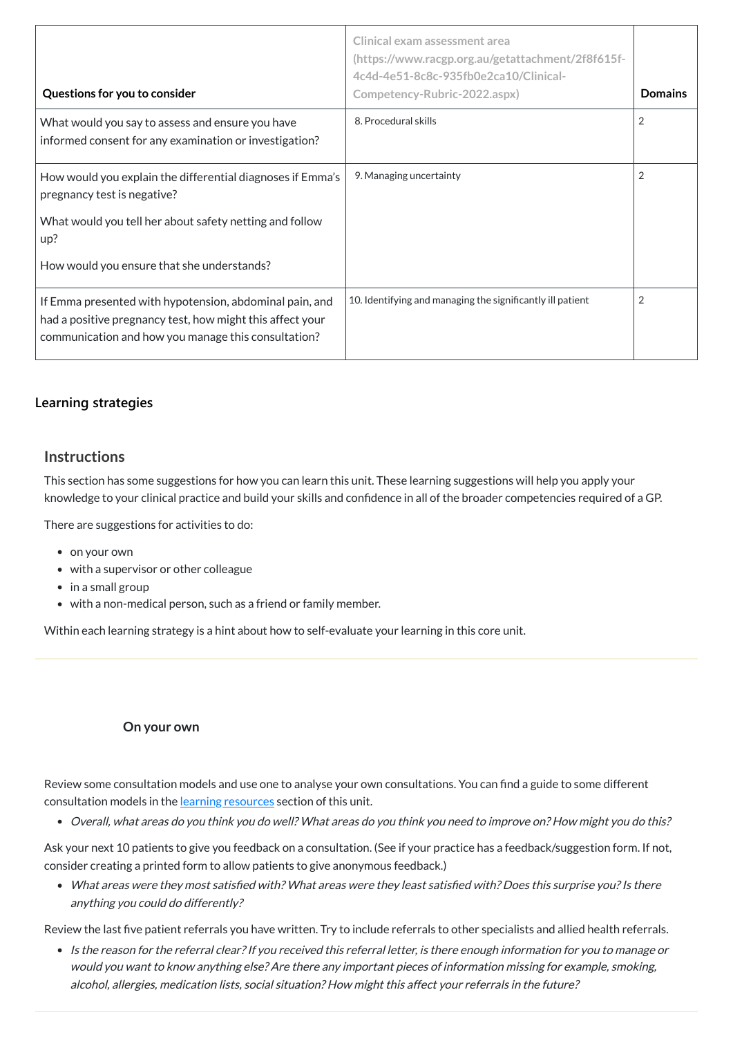| Questions for you to consider | Clinical exam assessment area (https://www.racgp.org.au/getattachment/2f8f615f-4c4d-4e51-8c8c-935fb0e2ca10/Clinical-Competency-Rubric-2022.aspx) | Domains |
|---|---|---|
| What would you say to assess and ensure you have informed consent for any examination or investigation? | 8. Procedural skills | 2 |
| How would you explain the differential diagnoses if Emma's pregnancy test is negative?<br><br>What would you tell her about safety netting and follow up?<br><br>How would you ensure that she understands? | 9. Managing uncertainty | 2 |
| If Emma presented with hypotension, abdominal pain, and had a positive pregnancy test, how might this affect your communication and how you manage this consultation? | 10. Identifying and managing the significantly ill patient | 2 |

## Learning strategies

### Instructions

This section has some suggestions for how you can learn this unit. These learning suggestions will help you apply your knowledge to your clinical practice and build your skills and confidence in all of the broader competencies required of a GP.

There are suggestions for activities to do:

- on your own
- with a supervisor or other colleague
- in a small group
- with a non-medical person, such as a friend or family member.

Within each learning strategy is a hint about how to self-evaluate your learning in this core unit.

#### On your own

Review some consultation models and use one to analyse your own consultations. You can find a guide to some different consultation models in the learning resources section of this unit.

- *Overall, what areas do you think you do well? What areas do you think you need to improve on? How might you do this?*

Ask your next 10 patients to give you feedback on a consultation. (See if your practice has a feedback/suggestion form. If not, consider creating a printed form to allow patients to give anonymous feedback.)

- *What areas were they most satisfied with? What areas were they least satisfied with? Does this surprise you? Is there anything you could do differently?*

Review the last five patient referrals you have written. Try to include referrals to other specialists and allied health referrals.

- *Is the reason for the referral clear? If you received this referral letter, is there enough information for you to manage or would you want to know anything else? Are there any important pieces of information missing for example, smoking, alcohol, allergies, medication lists, social situation? How might this affect your referrals in the future?*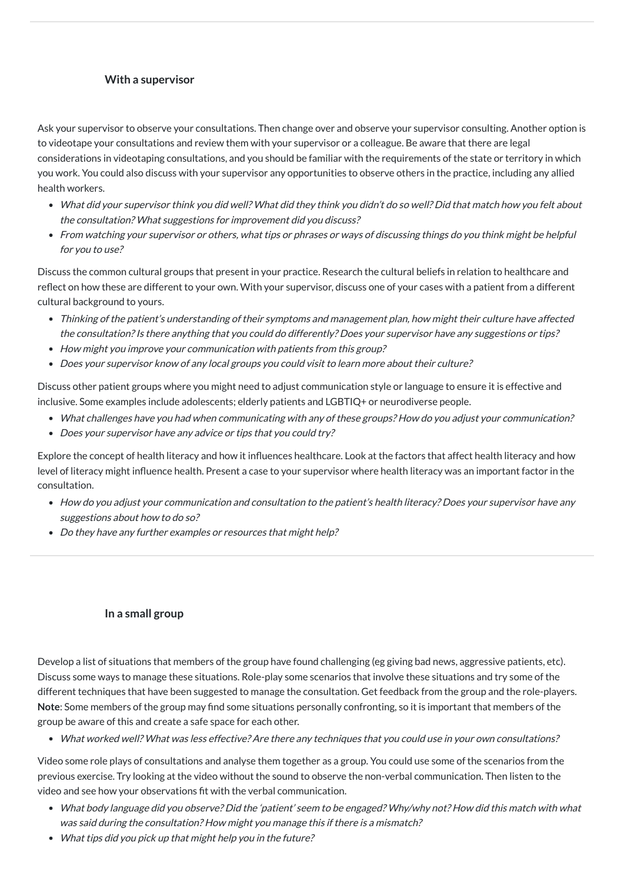### With a supervisor

Ask your supervisor to observe your consultations. Then change over and observe your supervisor consulting. Another option is to videotape your consultations and review them with your supervisor or a colleague. Be aware that there are legal considerations in videotaping consultations, and you should be familiar with the requirements of the state or territory in which you work. You could also discuss with your supervisor any opportunities to observe others in the practice, including any allied health workers.

- *What did your supervisor think you did well? What did they think you didn't do so well? Did that match how you felt about the consultation? What suggestions for improvement did you discuss?*
- *From watching your supervisor or others, what tips or phrases or ways of discussing things do you think might be helpful for you to use?*

Discuss the common cultural groups that present in your practice. Research the cultural beliefs in relation to healthcare and reflect on how these are different to your own. With your supervisor, discuss one of your cases with a patient from a different cultural background to yours.

- *Thinking of the patient's understanding of their symptoms and management plan, how might their culture have affected the consultation? Is there anything that you could do differently? Does your supervisor have any suggestions or tips?*
- *How might you improve your communication with patients from this group?*
- *Does your supervisor know of any local groups you could visit to learn more about their culture?*

Discuss other patient groups where you might need to adjust communication style or language to ensure it is effective and inclusive. Some examples include adolescents; elderly patients and LGBTIQ+ or neurodiverse people.

- *What challenges have you had when communicating with any of these groups? How do you adjust your communication?*
- *Does your supervisor have any advice or tips that you could try?*

Explore the concept of health literacy and how it influences healthcare. Look at the factors that affect health literacy and how level of literacy might influence health. Present a case to your supervisor where health literacy was an important factor in the consultation.

- *How do you adjust your communication and consultation to the patient's health literacy? Does your supervisor have any suggestions about how to do so?*
- *Do they have any further examples or resources that might help?*

### In a small group

Develop a list of situations that members of the group have found challenging (eg giving bad news, aggressive patients, etc). Discuss some ways to manage these situations. Role-play some scenarios that involve these situations and try some of the different techniques that have been suggested to manage the consultation. Get feedback from the group and the role-players. **Note**: Some members of the group may find some situations personally confronting, so it is important that members of the group be aware of this and create a safe space for each other.

- *What worked well? What was less effective? Are there any techniques that you could use in your own consultations?*

Video some role plays of consultations and analyse them together as a group. You could use some of the scenarios from the previous exercise. Try looking at the video without the sound to observe the non-verbal communication. Then listen to the video and see how your observations fit with the verbal communication.

- *What body language did you observe? Did the 'patient' seem to be engaged? Why/why not? How did this match with what was said during the consultation? How might you manage this if there is a mismatch?*
- *What tips did you pick up that might help you in the future?*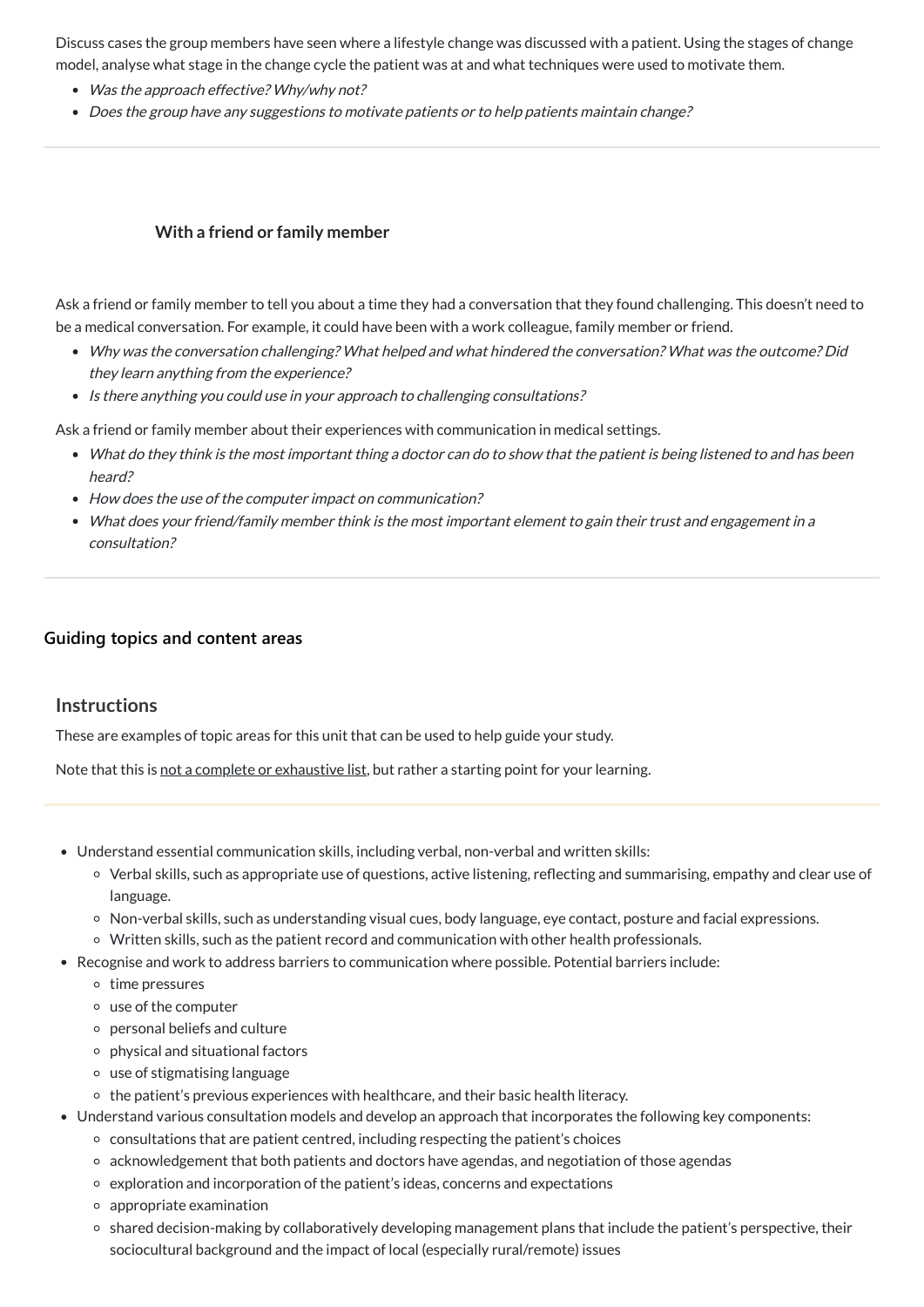Discuss cases the group members have seen where a lifestyle change was discussed with a patient. Using the stages of change model, analyse what stage in the change cycle the patient was at and what techniques were used to motivate them.

- *Was the approach effective? Why/why not?*
- *Does the group have any suggestions to motivate patients or to help patients maintain change?*

---

**With a friend or family member**

Ask a friend or family member to tell you about a time they had a conversation that they found challenging. This doesn't need to be a medical conversation. For example, it could have been with a work colleague, family member or friend.

- *Why was the conversation challenging? What helped and what hindered the conversation? What was the outcome? Did they learn anything from the experience?*
- *Is there anything you could use in your approach to challenging consultations?*

Ask a friend or family member about their experiences with communication in medical settings.

- *What do they think is the most important thing a doctor can do to show that the patient is being listened to and has been heard?*
- *How does the use of the computer impact on communication?*
- *What does your friend/family member think is the most important element to gain their trust and engagement in a consultation?*

---

## Guiding topics and content areas

### Instructions

These are examples of topic areas for this unit that can be used to help guide your study.

Note that this is not a complete or exhaustive list, but rather a starting point for your learning.

---

- Understand essential communication skills, including verbal, non-verbal and written skills:
  - Verbal skills, such as appropriate use of questions, active listening, reflecting and summarising, empathy and clear use of language.
  - Non-verbal skills, such as understanding visual cues, body language, eye contact, posture and facial expressions.
  - Written skills, such as the patient record and communication with other health professionals.
- Recognise and work to address barriers to communication where possible. Potential barriers include:
  - time pressures
  - use of the computer
  - personal beliefs and culture
  - physical and situational factors
  - use of stigmatising language
  - the patient's previous experiences with healthcare, and their basic health literacy.
- Understand various consultation models and develop an approach that incorporates the following key components:
  - consultations that are patient centred, including respecting the patient's choices
  - acknowledgement that both patients and doctors have agendas, and negotiation of those agendas
  - exploration and incorporation of the patient's ideas, concerns and expectations
  - appropriate examination
  - shared decision-making by collaboratively developing management plans that include the patient's perspective, their sociocultural background and the impact of local (especially rural/remote) issues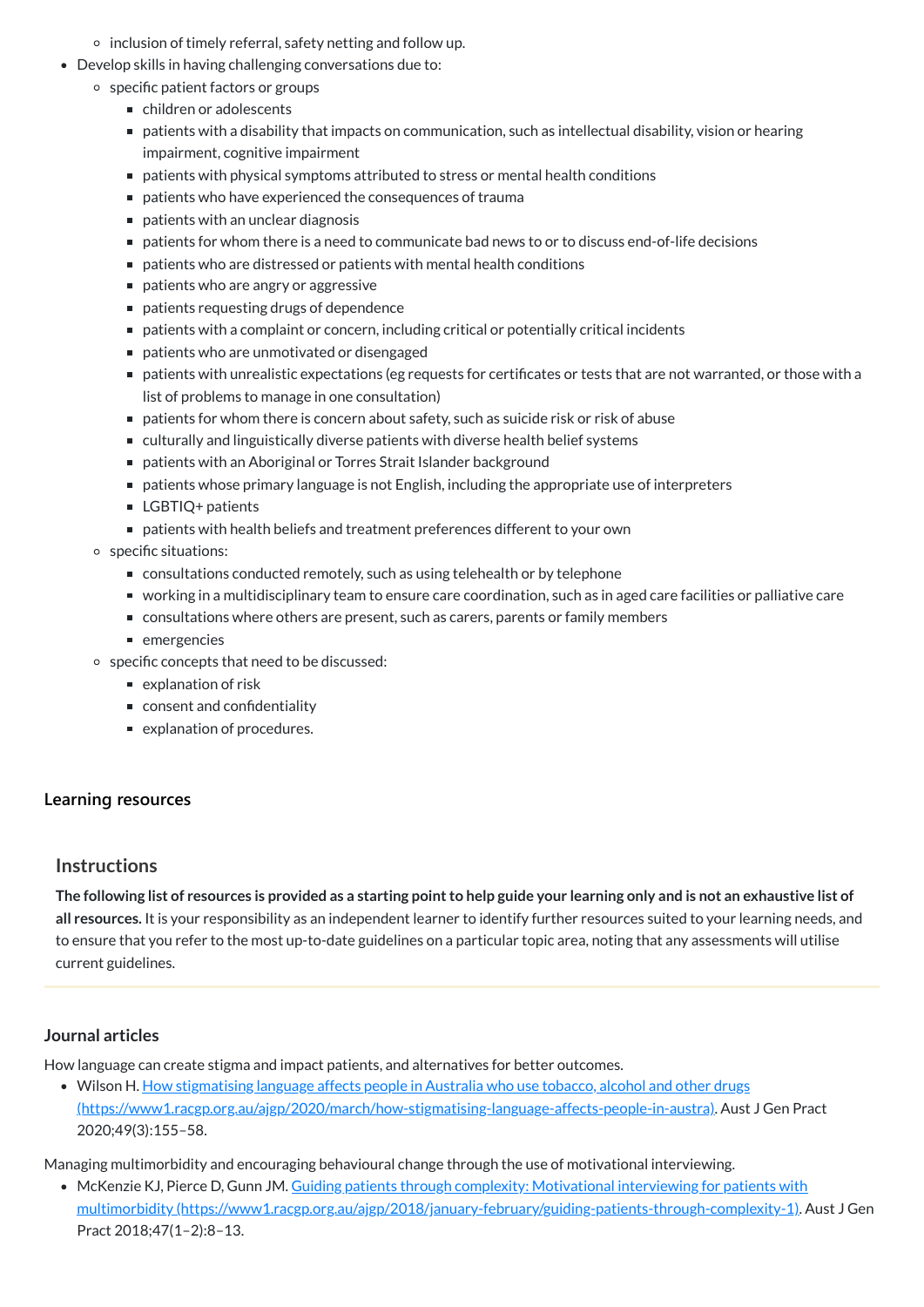- inclusion of timely referral, safety netting and follow up.
- Develop skills in having challenging conversations due to:
    - specific patient factors or groups
        - children or adolescents
        - patients with a disability that impacts on communication, such as intellectual disability, vision or hearing impairment, cognitive impairment
        - patients with physical symptoms attributed to stress or mental health conditions
        - patients who have experienced the consequences of trauma
        - patients with an unclear diagnosis
        - patients for whom there is a need to communicate bad news to or to discuss end-of-life decisions
        - patients who are distressed or patients with mental health conditions
        - patients who are angry or aggressive
        - patients requesting drugs of dependence
        - patients with a complaint or concern, including critical or potentially critical incidents
        - patients who are unmotivated or disengaged
        - patients with unrealistic expectations (eg requests for certificates or tests that are not warranted, or those with a list of problems to manage in one consultation)
        - patients for whom there is concern about safety, such as suicide risk or risk of abuse
        - culturally and linguistically diverse patients with diverse health belief systems
        - patients with an Aboriginal or Torres Strait Islander background
        - patients whose primary language is not English, including the appropriate use of interpreters
        - LGBTIQ+ patients
        - patients with health beliefs and treatment preferences different to your own
    - specific situations:
        - consultations conducted remotely, such as using telehealth or by telephone
        - working in a multidisciplinary team to ensure care coordination, such as in aged care facilities or palliative care
        - consultations where others are present, such as carers, parents or family members
        - emergencies
    - specific concepts that need to be discussed:
        - explanation of risk
        - consent and confidentiality
        - explanation of procedures.

### Learning resources

## Instructions

**The following list of resources is provided as a starting point to help guide your learning only and is not an exhaustive list of all resources.** It is your responsibility as an independent learner to identify further resources suited to your learning needs, and to ensure that you refer to the most up-to-date guidelines on a particular topic area, noting that any assessments will utilise current guidelines.

### Journal articles

How language can create stigma and impact patients, and alternatives for better outcomes.

- Wilson H. [How stigmatising language affects people in Australia who use tobacco, alcohol and other drugs (https://www1.racgp.org.au/ajgp/2020/march/how-stigmatising-language-affects-people-in-austra)](https://www1.racgp.org.au/ajgp/2020/march/how-stigmatising-language-affects-people-in-austra). Aust J Gen Pract 2020;49(3):155–58.

Managing multimorbidity and encouraging behavioural change through the use of motivational interviewing.

- McKenzie KJ, Pierce D, Gunn JM. [Guiding patients through complexity: Motivational interviewing for patients with multimorbidity (https://www1.racgp.org.au/ajgp/2018/january-february/guiding-patients-through-complexity-1)](https://www1.racgp.org.au/ajgp/2018/january-february/guiding-patients-through-complexity-1). Aust J Gen Pract 2018;47(1–2):8–13.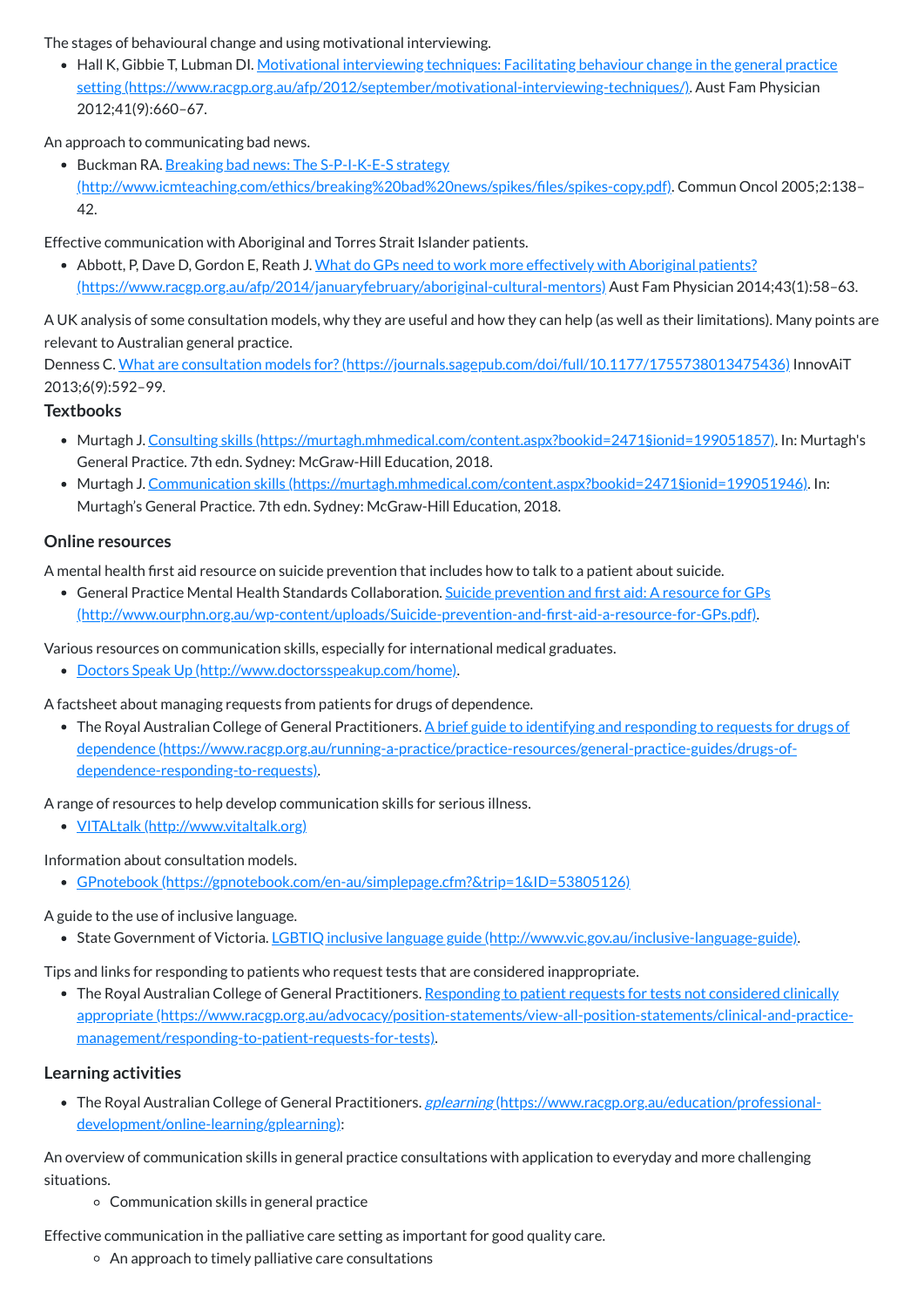The stages of behavioural change and using motivational interviewing.

- Hall K, Gibbie T, Lubman DI. [Motivational interviewing techniques: Facilitating behaviour change in the general practice setting (https://www.racgp.org.au/afp/2012/september/motivational-interviewing-techniques/)](https://www.racgp.org.au/afp/2012/september/motivational-interviewing-techniques/). Aust Fam Physician 2012;41(9):660–67.

An approach to communicating bad news.

- Buckman RA. [Breaking bad news: The S-P-I-K-E-S strategy (http://www.icmteaching.com/ethics/breaking%20bad%20news/spikes/files/spikes-copy.pdf)](http://www.icmteaching.com/ethics/breaking%20bad%20news/spikes/files/spikes-copy.pdf). Commun Oncol 2005;2:138–42.

Effective communication with Aboriginal and Torres Strait Islander patients.

- Abbott, P, Dave D, Gordon E, Reath J. [What do GPs need to work more effectively with Aboriginal patients? (https://www.racgp.org.au/afp/2014/januaryfebruary/aboriginal-cultural-mentors)](https://www.racgp.org.au/afp/2014/januaryfebruary/aboriginal-cultural-mentors) Aust Fam Physician 2014;43(1):58–63.

A UK analysis of some consultation models, why they are useful and how they can help (as well as their limitations). Many points are relevant to Australian general practice.
Denness C. [What are consultation models for? (https://journals.sagepub.com/doi/full/10.1177/1755738013475436)](https://journals.sagepub.com/doi/full/10.1177/1755738013475436) InnovAiT 2013;6(9):592–99.

### Textbooks

- Murtagh J. [Consulting skills (https://murtagh.mhmedical.com/content.aspx?bookid=2471&sectionid=199051857)](https://murtagh.mhmedical.com/content.aspx?bookid=2471&sectionid=199051857). In: Murtagh's General Practice. 7th edn. Sydney: McGraw-Hill Education, 2018.
- Murtagh J. [Communication skills (https://murtagh.mhmedical.com/content.aspx?bookid=2471&sectionid=199051946)](https://murtagh.mhmedical.com/content.aspx?bookid=2471&sectionid=199051946). In: Murtagh's General Practice. 7th edn. Sydney: McGraw-Hill Education, 2018.

### Online resources

A mental health first aid resource on suicide prevention that includes how to talk to a patient about suicide.

- General Practice Mental Health Standards Collaboration. [Suicide prevention and first aid: A resource for GPs (http://www.ourphn.org.au/wp-content/uploads/Suicide-prevention-and-first-aid-a-resource-for-GPs.pdf)](http://www.ourphn.org.au/wp-content/uploads/Suicide-prevention-and-first-aid-a-resource-for-GPs.pdf).

Various resources on communication skills, especially for international medical graduates.

- [Doctors Speak Up (http://www.doctorsspeakup.com/home)](http://www.doctorsspeakup.com/home).

A factsheet about managing requests from patients for drugs of dependence.

- The Royal Australian College of General Practitioners. [A brief guide to identifying and responding to requests for drugs of dependence (https://www.racgp.org.au/running-a-practice/practice-resources/general-practice-guides/drugs-of-dependence-responding-to-requests)](https://www.racgp.org.au/running-a-practice/practice-resources/general-practice-guides/drugs-of-dependence-responding-to-requests).

A range of resources to help develop communication skills for serious illness.

- [VITALtalk (http://www.vitaltalk.org)](http://www.vitaltalk.org)

Information about consultation models.

- [GPnotebook (https://gpnotebook.com/en-au/simplepage.cfm?&trip=1&ID=53805126)](https://gpnotebook.com/en-au/simplepage.cfm?&trip=1&ID=53805126)

A guide to the use of inclusive language.

- State Government of Victoria. [LGBTIQ inclusive language guide (http://www.vic.gov.au/inclusive-language-guide)](http://www.vic.gov.au/inclusive-language-guide).

Tips and links for responding to patients who request tests that are considered inappropriate.

- The Royal Australian College of General Practitioners. [Responding to patient requests for tests not considered clinically appropriate (https://www.racgp.org.au/advocacy/position-statements/view-all-position-statements/clinical-and-practice-management/responding-to-patient-requests-for-tests)](https://www.racgp.org.au/advocacy/position-statements/view-all-position-statements/clinical-and-practice-management/responding-to-patient-requests-for-tests).

### Learning activities

- The Royal Australian College of General Practitioners. [*gplearning* (https://www.racgp.org.au/education/professional-development/online-learning/gplearning)](https://www.racgp.org.au/education/professional-development/online-learning/gplearning):

An overview of communication skills in general practice consultations with application to everyday and more challenging situations.

  - Communication skills in general practice

Effective communication in the palliative care setting as important for good quality care.

  - An approach to timely palliative care consultations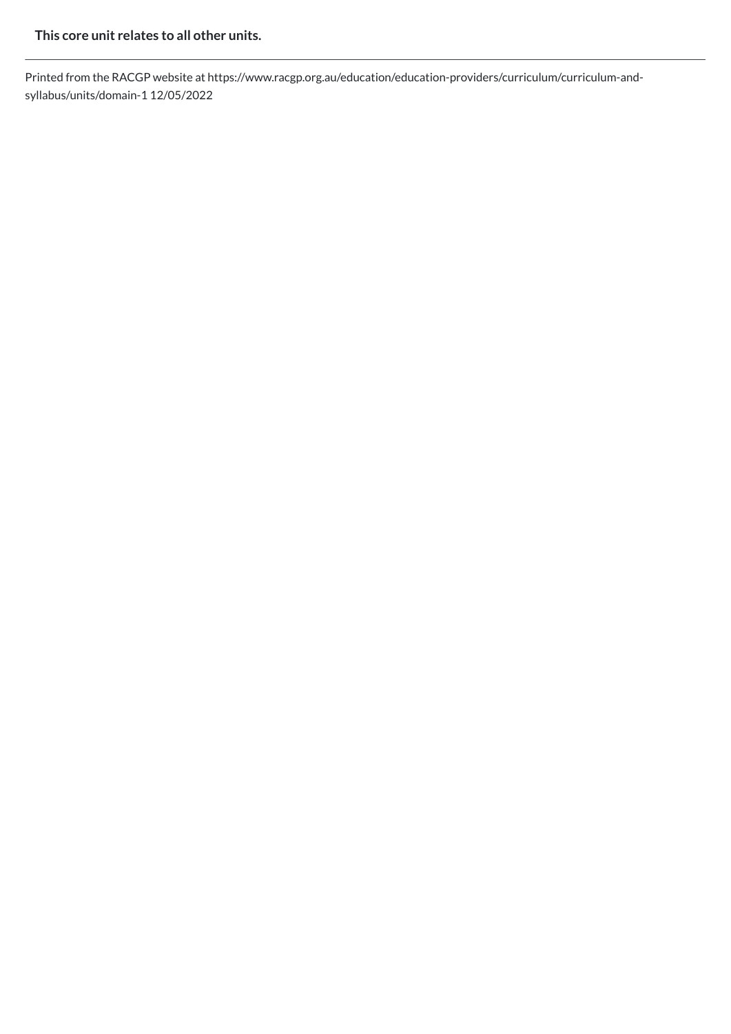**This core unit relates to all other units.**

---

Printed from the RACGP website at https://www.racgp.org.au/education/education-providers/curriculum/curriculum-and-syllabus/units/domain-1 12/05/2022